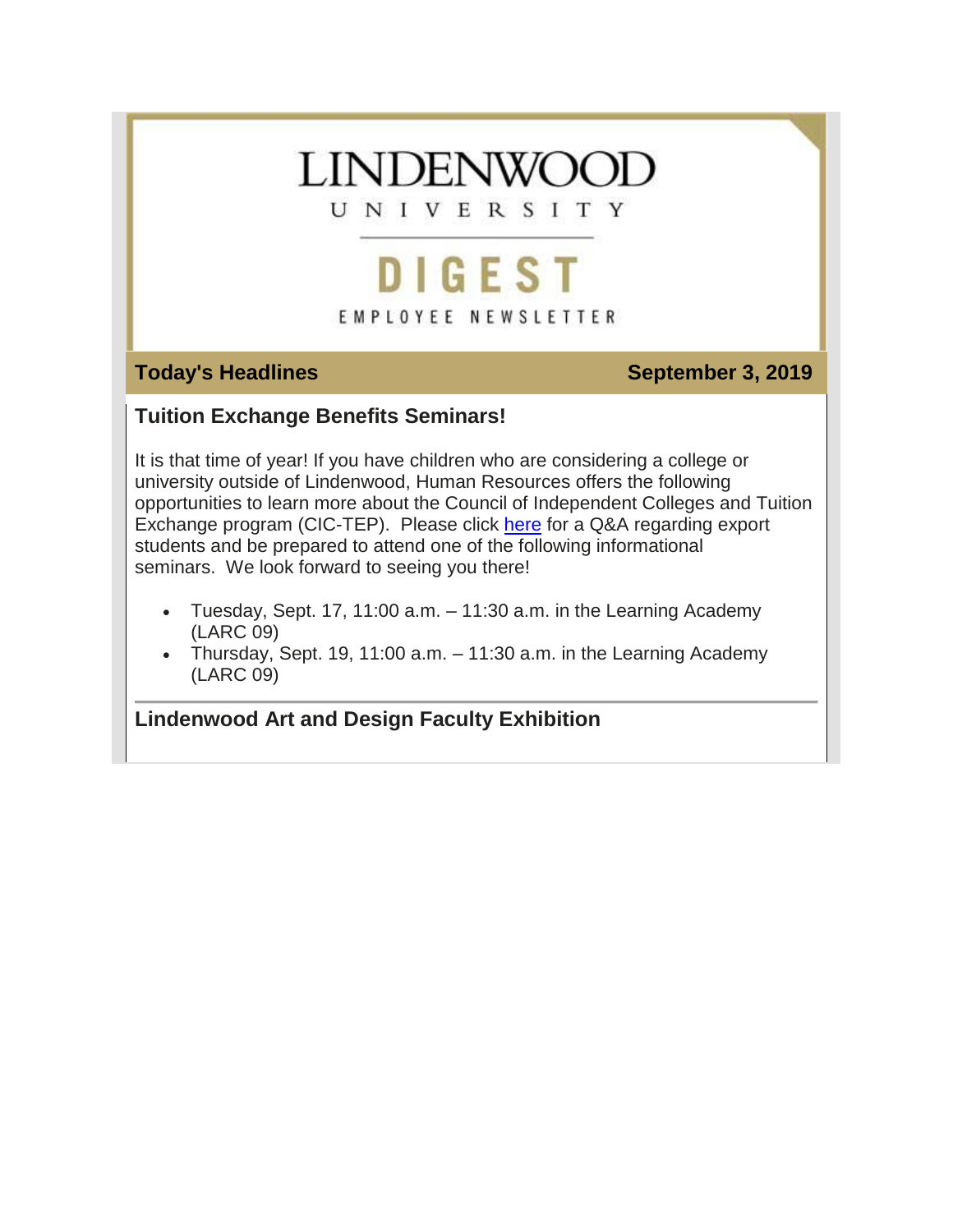# LINDENWOOD UNIVERSITY

## DIGEST

EMPLOYEE NEWSLETTER

**Today's Headlines** **September 3, 2019**

### Tuition Exchange Benefits Seminars!

It is that time of year! If you have children who are considering a college or university outside of Lindenwood, Human Resources offers the following opportunities to learn more about the Council of Independent Colleges and Tuition Exchange program (CIC-TEP). Please click here for a Q&A regarding export students and be prepared to attend one of the following informational seminars. We look forward to seeing you there!

- Tuesday, Sept. 17, 11:00 a.m. – 11:30 a.m. in the Learning Academy (LARC 09)
- Thursday, Sept. 19, 11:00 a.m. – 11:30 a.m. in the Learning Academy (LARC 09)

### Lindenwood Art and Design Faculty Exhibition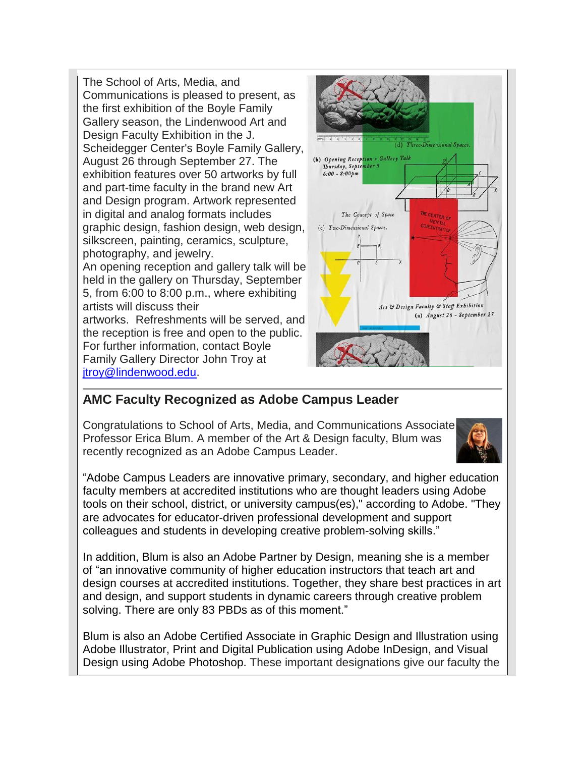The School of Arts, Media, and Communications is pleased to present, as the first exhibition of the Boyle Family Gallery season, the Lindenwood Art and Design Faculty Exhibition in the J. Scheidegger Center's Boyle Family Gallery, August 26 through September 27. The exhibition features over 50 artworks by full and part-time faculty in the brand new Art and Design program. Artwork represented in digital and analog formats includes graphic design, fashion design, web design, silkscreen, painting, ceramics, sculpture, photography, and jewelry.

An opening reception and gallery talk will be held in the gallery on Thursday, September 5, from 6:00 to 8:00 p.m., where exhibiting artists will discuss their artworks. Refreshments will be served, and the reception is free and open to the public. For further information, contact Boyle Family Gallery Director John Troy at [jtroy@lindenwood.edu](mailto:jtroy@lindenwood.edu).

## AMC Faculty Recognized as Adobe Campus Leader

Congratulations to School of Arts, Media, and Communications Associate Professor Erica Blum. A member of the Art & Design faculty, Blum was recently recognized as an Adobe Campus Leader.

“Adobe Campus Leaders are innovative primary, secondary, and higher education faculty members at accredited institutions who are thought leaders using Adobe tools on their school, district, or university campus(es)," according to Adobe. "They are advocates for educator-driven professional development and support colleagues and students in developing creative problem-solving skills.”

In addition, Blum is also an Adobe Partner by Design, meaning she is a member of “an innovative community of higher education instructors that teach art and design courses at accredited institutions. Together, they share best practices in art and design, and support students in dynamic careers through creative problem solving. There are only 83 PBDs as of this moment.”

Blum is also an Adobe Certified Associate in Graphic Design and Illustration using Adobe Illustrator, Print and Digital Publication using Adobe InDesign, and Visual Design using Adobe Photoshop. These important designations give our faculty the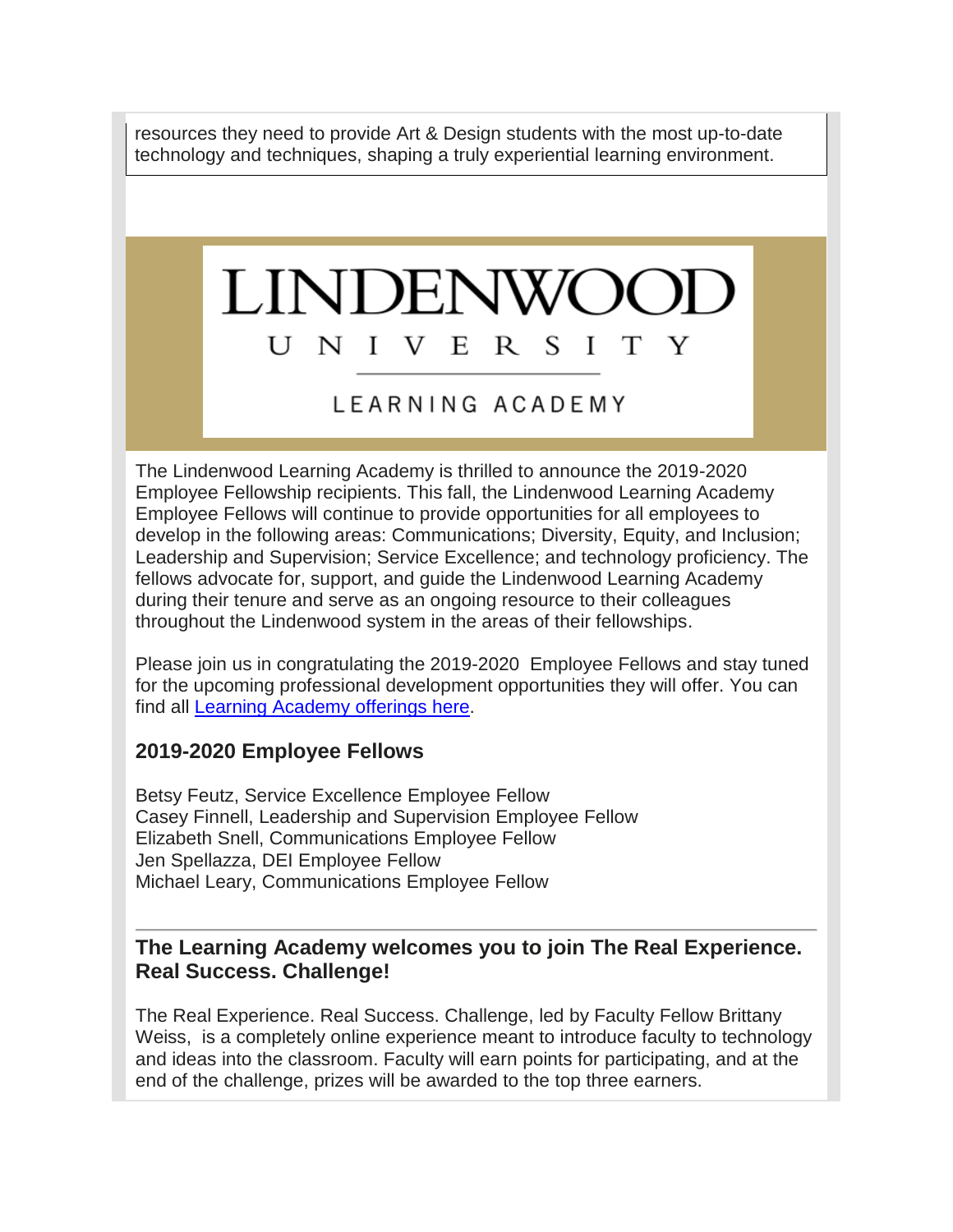resources they need to provide Art & Design students with the most up-to-date technology and techniques, shaping a truly experiential learning environment.

LINDENWOOD UNIVERSITY

LEARNING ACADEMY

The Lindenwood Learning Academy is thrilled to announce the 2019-2020 Employee Fellowship recipients. This fall, the Lindenwood Learning Academy Employee Fellows will continue to provide opportunities for all employees to develop in the following areas: Communications; Diversity, Equity, and Inclusion; Leadership and Supervision; Service Excellence; and technology proficiency. The fellows advocate for, support, and guide the Lindenwood Learning Academy during their tenure and serve as an ongoing resource to their colleagues throughout the Lindenwood system in the areas of their fellowships.

Please join us in congratulating the 2019-2020 Employee Fellows and stay tuned for the upcoming professional development opportunities they will offer. You can find all Learning Academy offerings here.

### 2019-2020 Employee Fellows

Betsy Feutz, Service Excellence Employee Fellow
Casey Finnell, Leadership and Supervision Employee Fellow
Elizabeth Snell, Communications Employee Fellow
Jen Spellazza, DEI Employee Fellow
Michael Leary, Communications Employee Fellow

---

### The Learning Academy welcomes you to join The Real Experience. Real Success. Challenge!

The Real Experience. Real Success. Challenge, led by Faculty Fellow Brittany Weiss, is a completely online experience meant to introduce faculty to technology and ideas into the classroom. Faculty will earn points for participating, and at the end of the challenge, prizes will be awarded to the top three earners.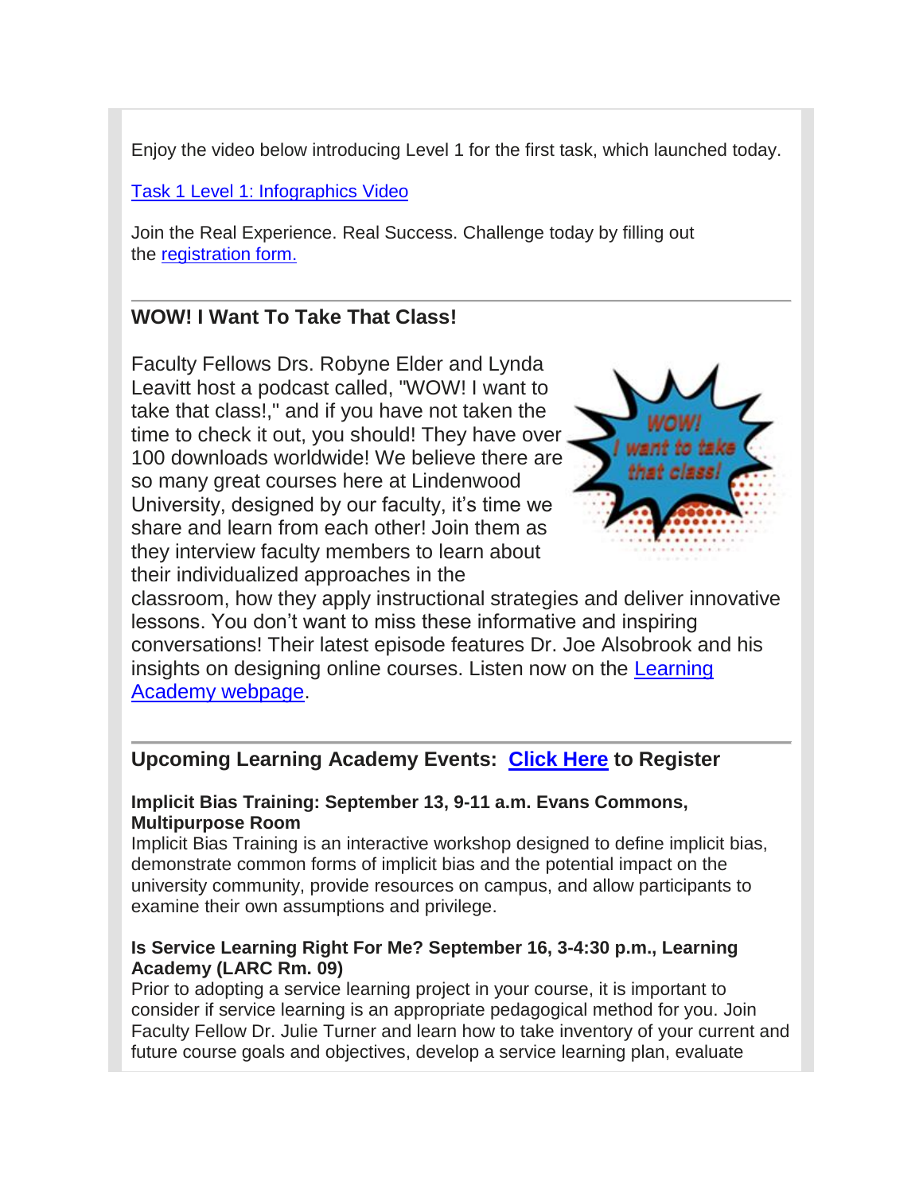Enjoy the video below introducing Level 1 for the first task, which launched today.

Task 1 Level 1: Infographics Video

Join the Real Experience. Real Success. Challenge today by filling out the registration form.

## WOW! I Want To Take That Class!

Faculty Fellows Drs. Robyne Elder and Lynda Leavitt host a podcast called, "WOW! I want to take that class!," and if you have not taken the time to check it out, you should! They have over 100 downloads worldwide! We believe there are so many great courses here at Lindenwood University, designed by our faculty, it's time we share and learn from each other! Join them as they interview faculty members to learn about their individualized approaches in the classroom, how they apply instructional strategies and deliver innovative lessons. You don't want to miss these informative and inspiring conversations! Their latest episode features Dr. Joe Alsobrook and his insights on designing online courses. Listen now on the Learning Academy webpage.

## Upcoming Learning Academy Events: Click Here to Register

**Implicit Bias Training: September 13, 9-11 a.m. Evans Commons, Multipurpose Room**
Implicit Bias Training is an interactive workshop designed to define implicit bias, demonstrate common forms of implicit bias and the potential impact on the university community, provide resources on campus, and allow participants to examine their own assumptions and privilege.

**Is Service Learning Right For Me? September 16, 3-4:30 p.m., Learning Academy (LARC Rm. 09)**
Prior to adopting a service learning project in your course, it is important to consider if service learning is an appropriate pedagogical method for you. Join Faculty Fellow Dr. Julie Turner and learn how to take inventory of your current and future course goals and objectives, develop a service learning plan, evaluate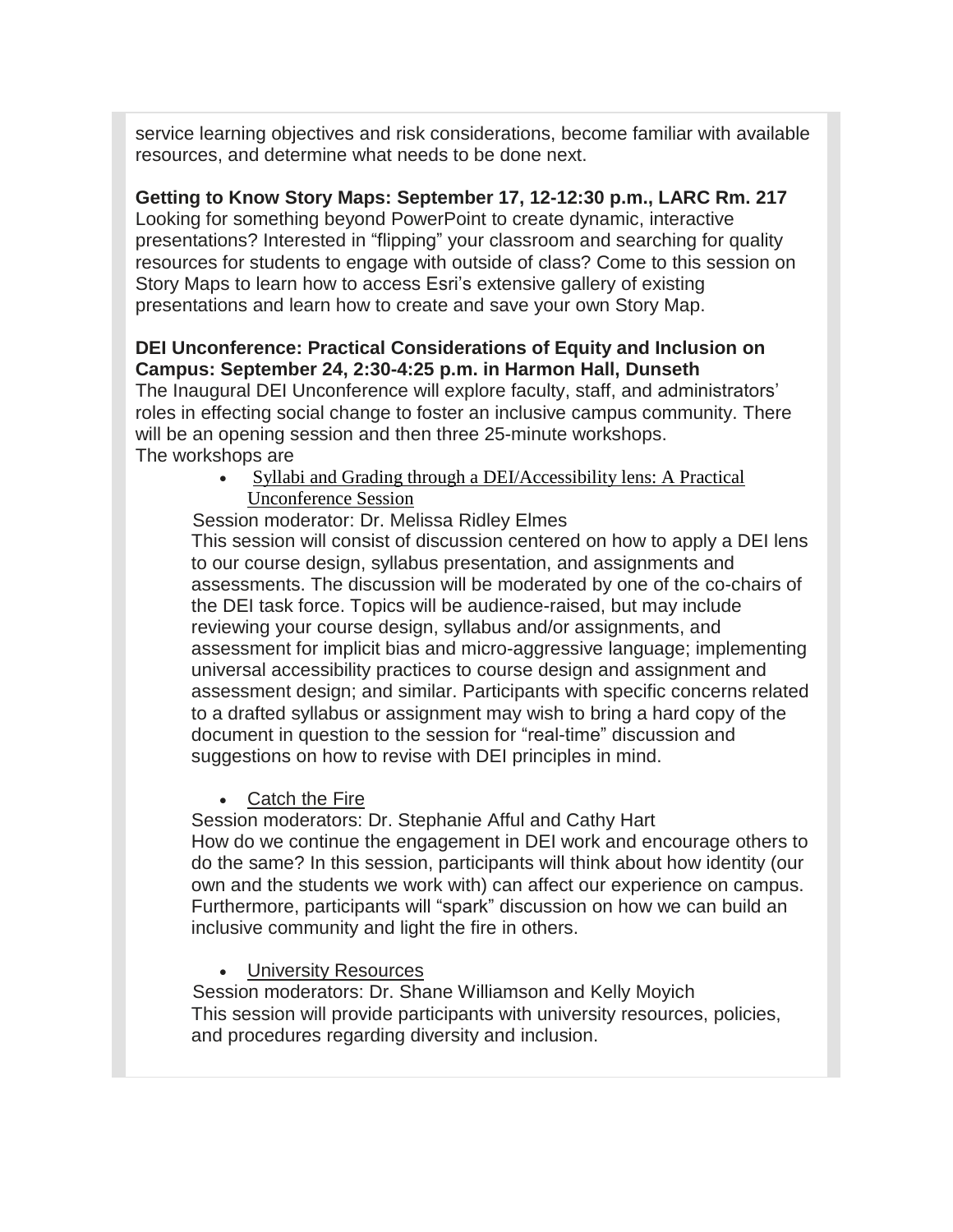service learning objectives and risk considerations, become familiar with available resources, and determine what needs to be done next.

**Getting to Know Story Maps: September 17, 12-12:30 p.m., LARC Rm. 217**
Looking for something beyond PowerPoint to create dynamic, interactive presentations? Interested in "flipping" your classroom and searching for quality resources for students to engage with outside of class? Come to this session on Story Maps to learn how to access Esri's extensive gallery of existing presentations and learn how to create and save your own Story Map.

**DEI Unconference: Practical Considerations of Equity and Inclusion on Campus: September 24, 2:30-4:25 p.m. in Harmon Hall, Dunseth**
The Inaugural DEI Unconference will explore faculty, staff, and administrators' roles in effecting social change to foster an inclusive campus community. There will be an opening session and then three 25-minute workshops.
The workshops are

- Syllabi and Grading through a DEI/Accessibility lens: A Practical Unconference Session

  Session moderator: Dr. Melissa Ridley Elmes
  This session will consist of discussion centered on how to apply a DEI lens to our course design, syllabus presentation, and assignments and assessments. The discussion will be moderated by one of the co-chairs of the DEI task force. Topics will be audience-raised, but may include reviewing your course design, syllabus and/or assignments, and assessment for implicit bias and micro-aggressive language; implementing universal accessibility practices to course design and assignment and assessment design; and similar. Participants with specific concerns related to a drafted syllabus or assignment may wish to bring a hard copy of the document in question to the session for "real-time" discussion and suggestions on how to revise with DEI principles in mind.

- Catch the Fire

  Session moderators: Dr. Stephanie Afful and Cathy Hart
  How do we continue the engagement in DEI work and encourage others to do the same? In this session, participants will think about how identity (our own and the students we work with) can affect our experience on campus. Furthermore, participants will "spark" discussion on how we can build an inclusive community and light the fire in others.

- University Resources

  Session moderators: Dr. Shane Williamson and Kelly Moyich
  This session will provide participants with university resources, policies, and procedures regarding diversity and inclusion.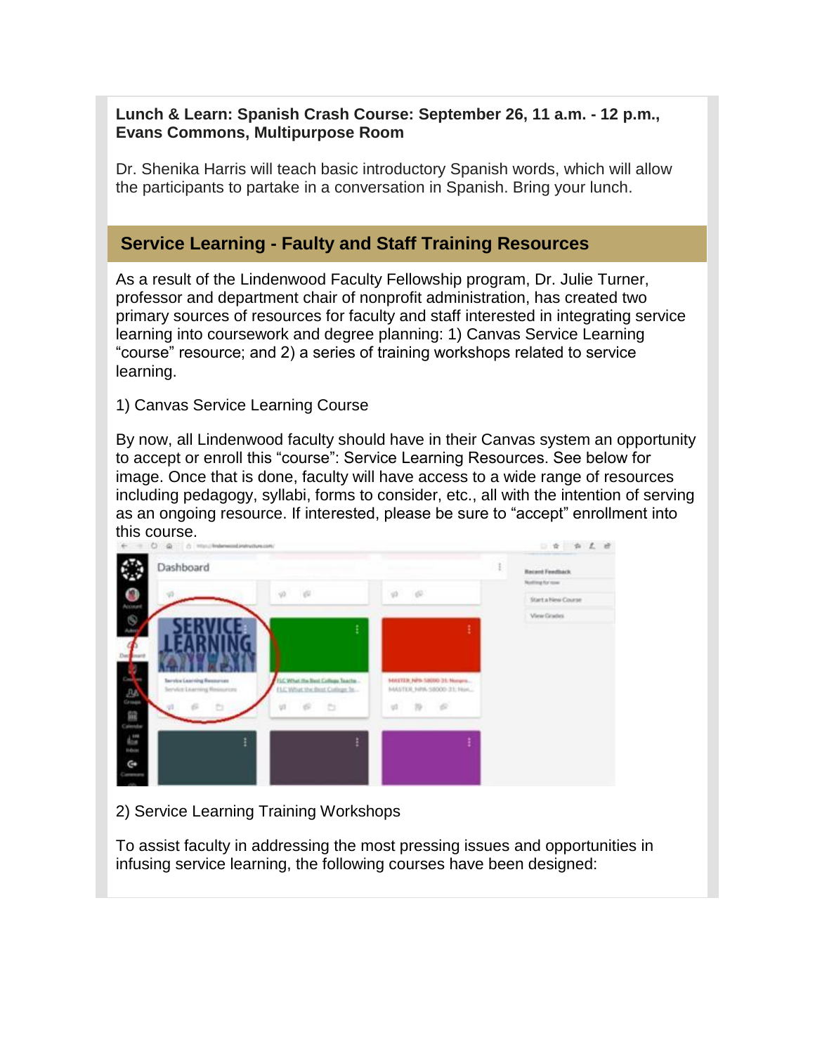**Lunch & Learn: Spanish Crash Course: September 26, 11 a.m. - 12 p.m., Evans Commons, Multipurpose Room**

Dr. Shenika Harris will teach basic introductory Spanish words, which will allow the participants to partake in a conversation in Spanish. Bring your lunch.

## Service Learning - Faulty and Staff Training Resources

As a result of the Lindenwood Faculty Fellowship program, Dr. Julie Turner, professor and department chair of nonprofit administration, has created two primary sources of resources for faculty and staff interested in integrating service learning into coursework and degree planning: 1) Canvas Service Learning "course" resource; and 2) a series of training workshops related to service learning.

1) Canvas Service Learning Course

By now, all Lindenwood faculty should have in their Canvas system an opportunity to accept or enroll this "course": Service Learning Resources. See below for image. Once that is done, faculty will have access to a wide range of resources including pedagogy, syllabi, forms to consider, etc., all with the intention of serving as an ongoing resource. If interested, please be sure to "accept" enrollment into this course.

2) Service Learning Training Workshops

To assist faculty in addressing the most pressing issues and opportunities in infusing service learning, the following courses have been designed: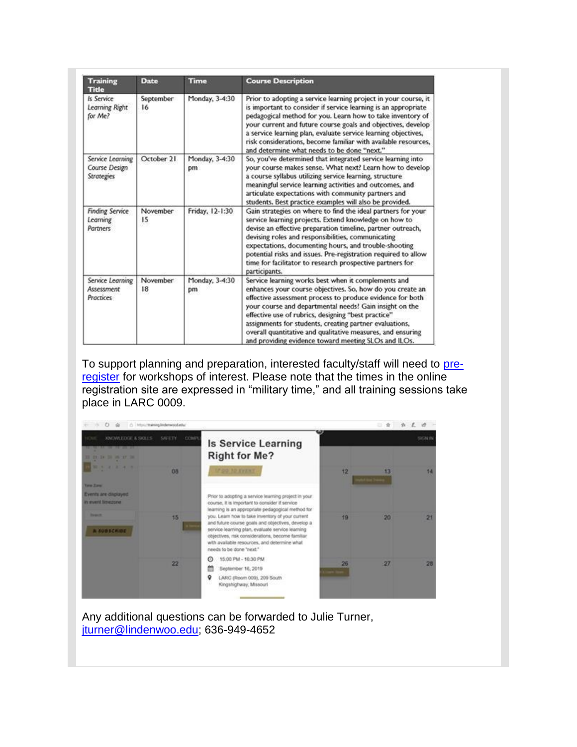| Training Title | Date | Time | Course Description |
|---|---|---|---|
| *Is Service Learning Right for Me?* | September 16 | Monday, 3-4:30 | Prior to adopting a service learning project in your course, it is important to consider if service learning is an appropriate pedagogical method for you. Learn how to take inventory of your current and future course goals and objectives, develop a service learning plan, evaluate service learning objectives, risk considerations, become familiar with available resources, and determine what needs to be done "next." |
| *Service Learning Course Design Strategies* | October 21 | Monday, 3-4:30 pm | So, you've determined that integrated service learning into your course makes sense. What next? Learn how to develop a course syllabus utilizing service learning, structure meaningful service learning activities and outcomes, and articulate expectations with community partners and students. Best practice examples will also be provided. |
| *Finding Service Learning Partners* | November 15 | Friday, 12-1:30 | Gain strategies on where to find the ideal partners for your service learning projects. Extend knowledge on how to devise an effective preparation timeline, partner outreach, devising roles and responsibilities, communicating expectations, documenting hours, and trouble-shooting potential risks and issues. Pre-registration required to allow time for facilitator to research prospective partners for participants. |
| *Service Learning Assessment Practices* | November 18 | Monday, 3-4:30 pm | Service learning works best when it complements and enhances your course objectives. So, how do you create an effective assessment process to produce evidence for both your course and departmental needs? Gain insight on the effective use of rubrics, designing "best practice" assignments for students, creating partner evaluations, overall quantitative and qualitative measures, and ensuring and providing evidence toward meeting SLOs and ILOs. |

To support planning and preparation, interested faculty/staff will need to pre-register for workshops of interest. Please note that the times in the online registration site are expressed in "military time," and all training sessions take place in LARC 0009.

Any additional questions can be forwarded to Julie Turner, jturner@lindenwoo.edu; 636-949-4652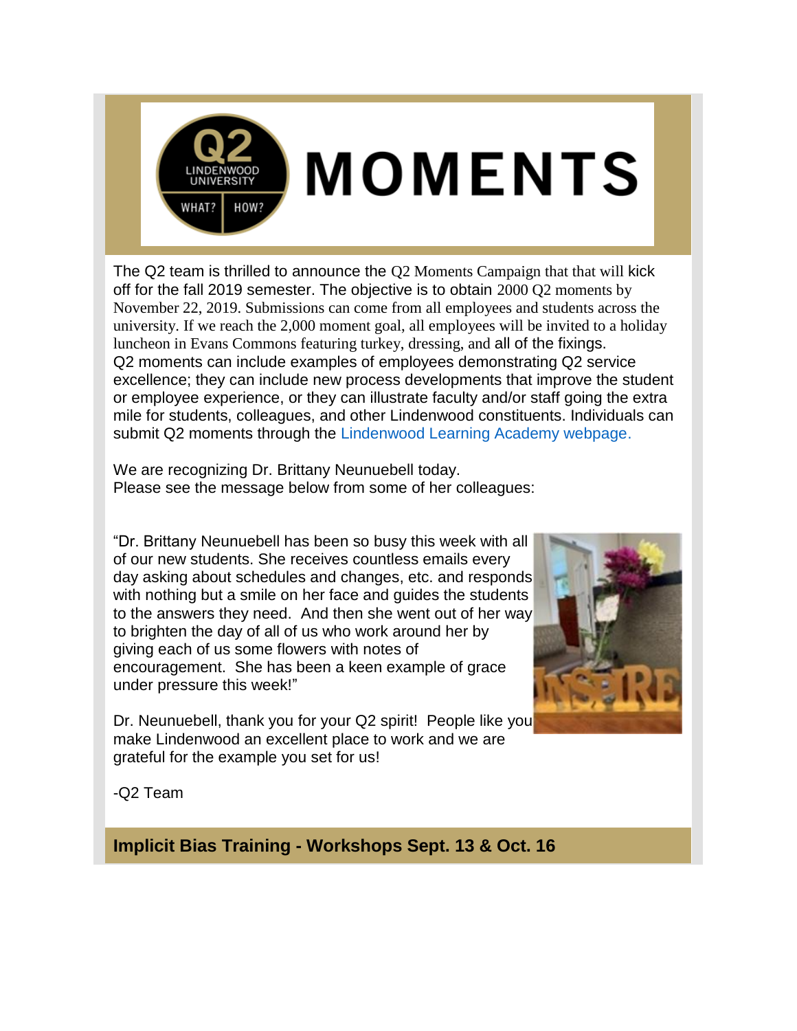# MOMENTS

The Q2 team is thrilled to announce the Q2 Moments Campaign that that will kick off for the fall 2019 semester. The objective is to obtain 2000 Q2 moments by November 22, 2019. Submissions can come from all employees and students across the university. If we reach the 2,000 moment goal, all employees will be invited to a holiday luncheon in Evans Commons featuring turkey, dressing, and all of the fixings. Q2 moments can include examples of employees demonstrating Q2 service excellence; they can include new process developments that improve the student or employee experience, or they can illustrate faculty and/or staff going the extra mile for students, colleagues, and other Lindenwood constituents. Individuals can submit Q2 moments through the Lindenwood Learning Academy webpage.

We are recognizing Dr. Brittany Neunuebell today.
Please see the message below from some of her colleagues:

"Dr. Brittany Neunuebell has been so busy this week with all of our new students. She receives countless emails every day asking about schedules and changes, etc. and responds with nothing but a smile on her face and guides the students to the answers they need. And then she went out of her way to brighten the day of all of us who work around her by giving each of us some flowers with notes of encouragement. She has been a keen example of grace under pressure this week!"

Dr. Neunuebell, thank you for your Q2 spirit! People like you make Lindenwood an excellent place to work and we are grateful for the example you set for us!

-Q2 Team

## Implicit Bias Training - Workshops Sept. 13 & Oct. 16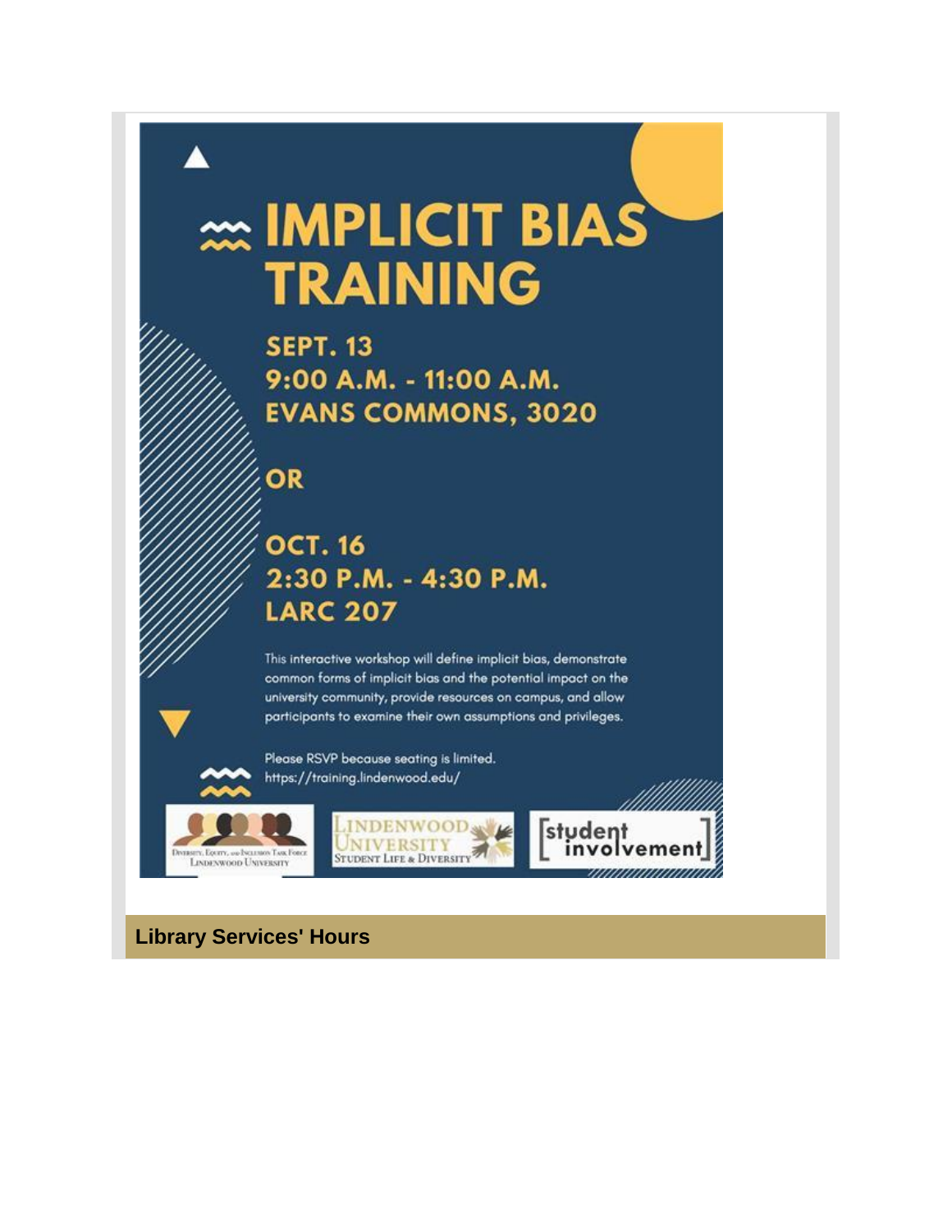# IMPLICIT BIAS TRAINING

**SEPT. 13**
**9:00 A.M. - 11:00 A.M.**
**EVANS COMMONS, 3020**

**OR**

**OCT. 16**
**2:30 P.M. - 4:30 P.M.**
**LARC 207**

This interactive workshop will define implicit bias, demonstrate common forms of implicit bias and the potential impact on the university community, provide resources on campus, and allow participants to examine their own assumptions and privileges.

Please RSVP because seating is limited.
https://training.lindenwood.edu/

Diversity, Equity, and Inclusion Task Force Lindenwood University

Lindenwood University Student Life & Diversity

[student involvement]

## Library Services' Hours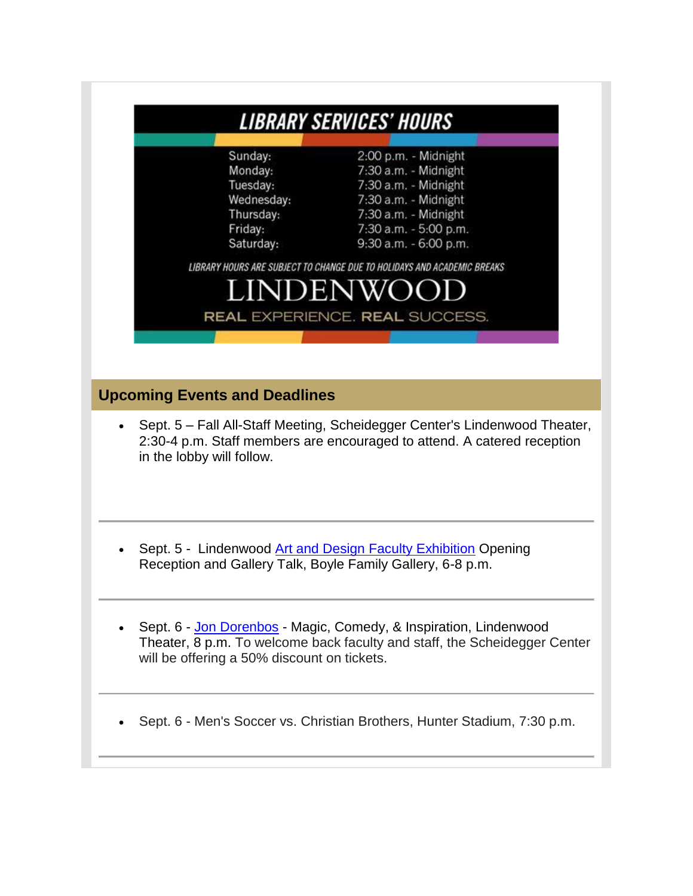## LIBRARY SERVICES' HOURS

| | |
|---|---|
| Sunday: | 2:00 p.m. - Midnight |
| Monday: | 7:30 a.m. - Midnight |
| Tuesday: | 7:30 a.m. - Midnight |
| Wednesday: | 7:30 a.m. - Midnight |
| Thursday: | 7:30 a.m. - Midnight |
| Friday: | 7:30 a.m. - 5:00 p.m. |
| Saturday: | 9:30 a.m. - 6:00 p.m. |

LIBRARY HOURS ARE SUBJECT TO CHANGE DUE TO HOLIDAYS AND ACADEMIC BREAKS

LINDENWOOD

REAL EXPERIENCE. REAL SUCCESS.

## Upcoming Events and Deadlines

- Sept. 5 – Fall All-Staff Meeting, Scheidegger Center's Lindenwood Theater, 2:30-4 p.m. Staff members are encouraged to attend. A catered reception in the lobby will follow.

---

- Sept. 5 - Lindenwood Art and Design Faculty Exhibition Opening Reception and Gallery Talk, Boyle Family Gallery, 6-8 p.m.

---

- Sept. 6 - Jon Dorenbos - Magic, Comedy, & Inspiration, Lindenwood Theater, 8 p.m. To welcome back faculty and staff, the Scheidegger Center will be offering a 50% discount on tickets.

---

- Sept. 6 - Men's Soccer vs. Christian Brothers, Hunter Stadium, 7:30 p.m.

---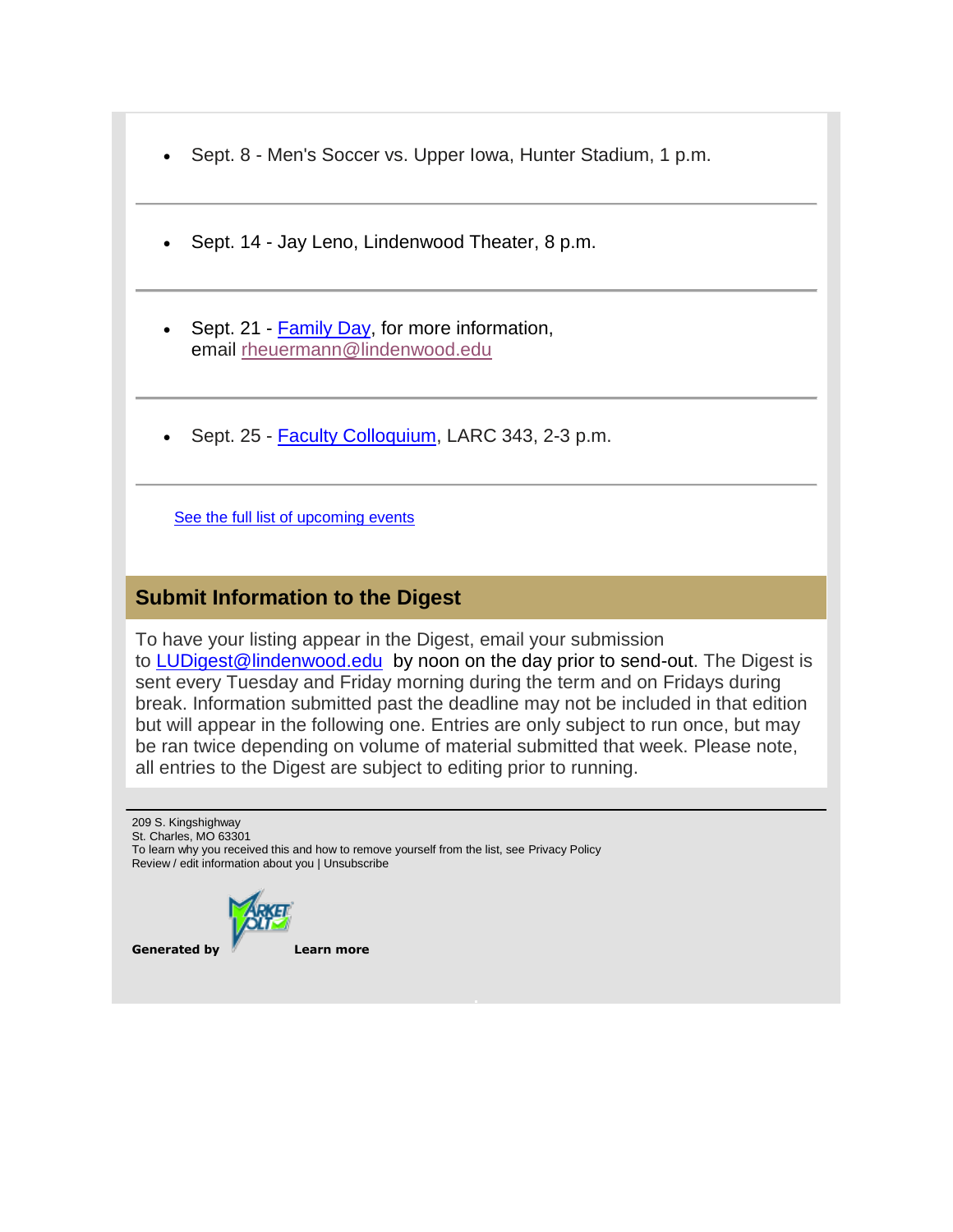- Sept. 8 - Men's Soccer vs. Upper Iowa, Hunter Stadium, 1 p.m.

- Sept. 14 - Jay Leno, Lindenwood Theater, 8 p.m.

- Sept. 21 - Family Day, for more information, email rheuermann@lindenwood.edu

- Sept. 25 - Faculty Colloquium, LARC 343, 2-3 p.m.

See the full list of upcoming events

## Submit Information to the Digest

To have your listing appear in the Digest, email your submission to LUDigest@lindenwood.edu by noon on the day prior to send-out. The Digest is sent every Tuesday and Friday morning during the term and on Fridays during break. Information submitted past the deadline may not be included in that edition but will appear in the following one. Entries are only subject to run once, but may be ran twice depending on volume of material submitted that week. Please note, all entries to the Digest are subject to editing prior to running.

209 S. Kingshighway
St. Charles, MO 63301
To learn why you received this and how to remove yourself from the list, see Privacy Policy
Review / edit information about you | Unsubscribe

**Generated by** **Learn more**